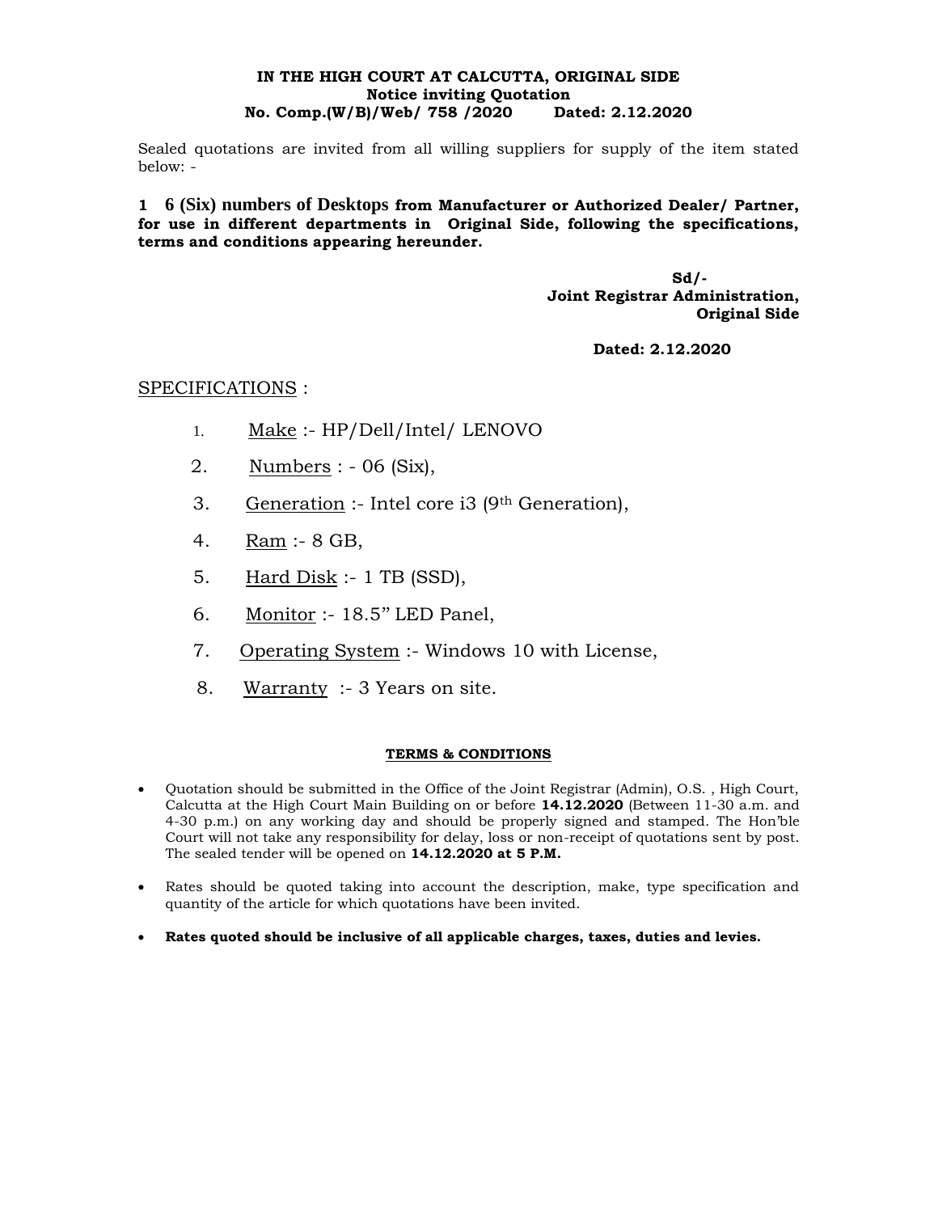**IN THE HIGH COURT AT CALCUTTA, ORIGINAL SIDE**
**Notice inviting Quotation**
**No. Comp.(W/B)/Web/ 758 /2020 Dated: 2.12.2020**

Sealed quotations are invited from all willing suppliers for supply of the item stated below: -

**1 6 (Six) numbers of Desktops from Manufacturer or Authorized Dealer/ Partner, for use in different departments in Original Side, following the specifications, terms and conditions appearing hereunder.**

**Sd/-**
**Joint Registrar Administration,**
**Original Side**

**Dated: 2.12.2020**

SPECIFICATIONS :

1. Make :- HP/Dell/Intel/ LENOVO
2. Numbers : - 06 (Six),
3. Generation :- Intel core i3 (9th Generation),
4. Ram :- 8 GB,
5. Hard Disk :- 1 TB (SSD),
6. Monitor :- 18.5" LED Panel,
7. Operating System :- Windows 10 with License,
8. Warranty :- 3 Years on site.

**TERMS & CONDITIONS**

- Quotation should be submitted in the Office of the Joint Registrar (Admin), O.S. , High Court, Calcutta at the High Court Main Building on or before **14.12.2020** (Between 11-30 a.m. and 4-30 p.m.) on any working day and should be properly signed and stamped. The Hon'ble Court will not take any responsibility for delay, loss or non-receipt of quotations sent by post. The sealed tender will be opened on **14.12.2020 at 5 P.M.**
- Rates should be quoted taking into account the description, make, type specification and quantity of the article for which quotations have been invited.
- **Rates quoted should be inclusive of all applicable charges, taxes, duties and levies.**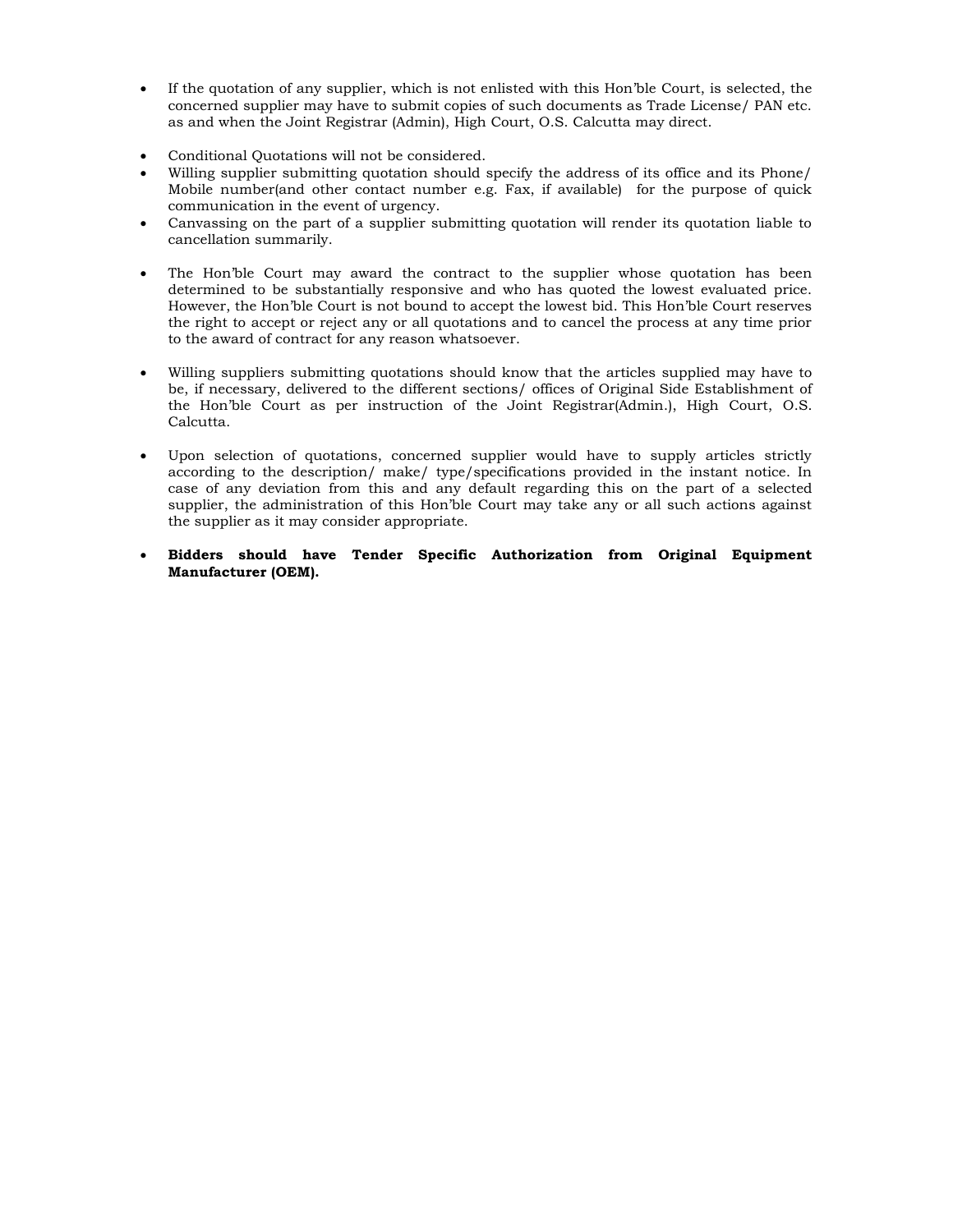- If the quotation of any supplier, which is not enlisted with this Hon'ble Court, is selected, the concerned supplier may have to submit copies of such documents as Trade License/ PAN etc. as and when the Joint Registrar (Admin), High Court, O.S. Calcutta may direct.

- Conditional Quotations will not be considered.
- Willing supplier submitting quotation should specify the address of its office and its Phone/ Mobile number(and other contact number e.g. Fax, if available) for the purpose of quick communication in the event of urgency.
- Canvassing on the part of a supplier submitting quotation will render its quotation liable to cancellation summarily.

- The Hon'ble Court may award the contract to the supplier whose quotation has been determined to be substantially responsive and who has quoted the lowest evaluated price. However, the Hon'ble Court is not bound to accept the lowest bid. This Hon'ble Court reserves the right to accept or reject any or all quotations and to cancel the process at any time prior to the award of contract for any reason whatsoever.

- Willing suppliers submitting quotations should know that the articles supplied may have to be, if necessary, delivered to the different sections/ offices of Original Side Establishment of the Hon'ble Court as per instruction of the Joint Registrar(Admin.), High Court, O.S. Calcutta.

- Upon selection of quotations, concerned supplier would have to supply articles strictly according to the description/ make/ type/specifications provided in the instant notice. In case of any deviation from this and any default regarding this on the part of a selected supplier, the administration of this Hon'ble Court may take any or all such actions against the supplier as it may consider appropriate.

- **Bidders should have Tender Specific Authorization from Original Equipment Manufacturer (OEM).**